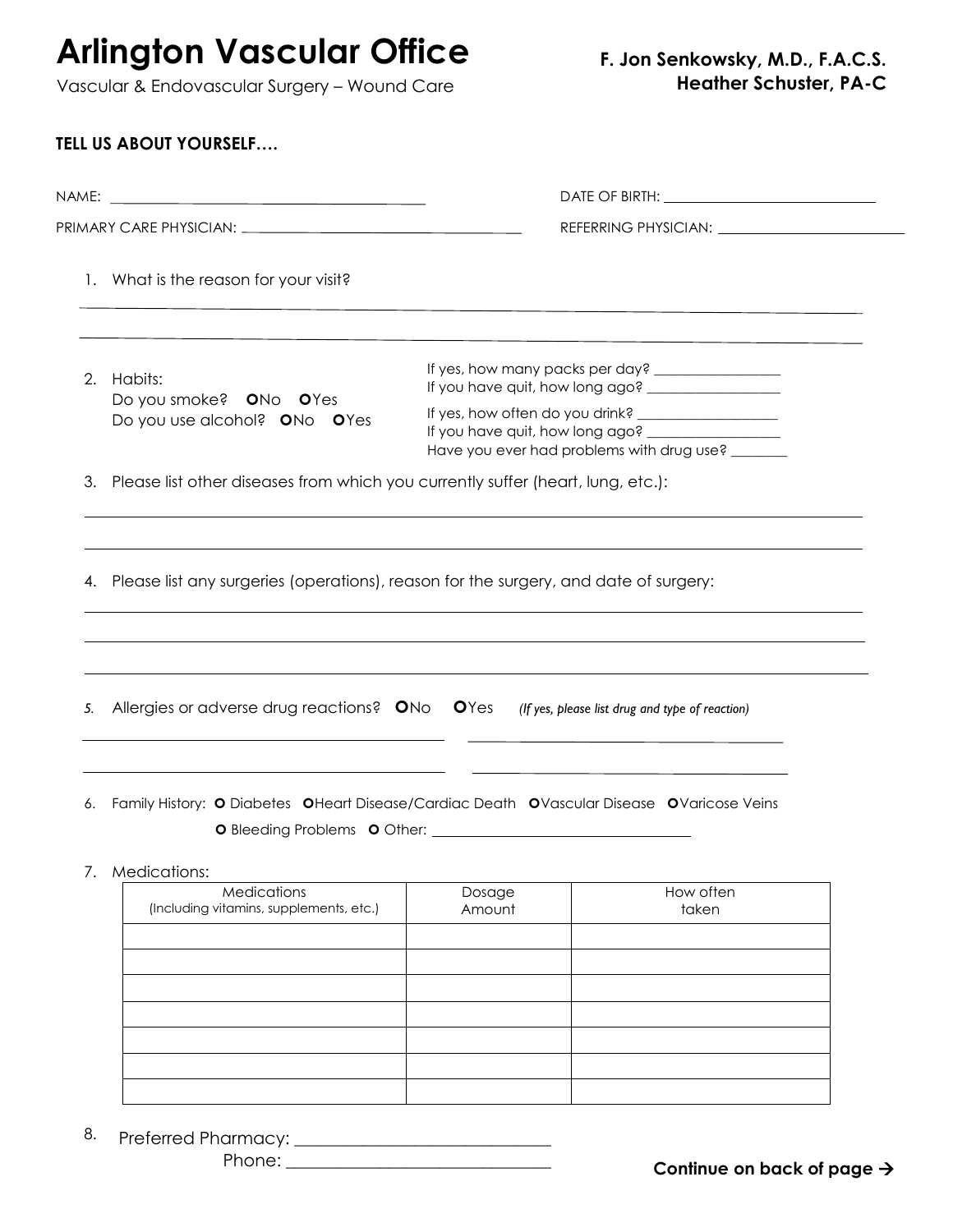# Arlington Vascular Office

Vascular & Endovascular Surgery – Wound Care

**F. Jon Senkowsky, M.D., F.A.C.S.**
**Heather Schuster, PA-C**

**TELL US ABOUT YOURSELF….**

NAME: ______________________________ DATE OF BIRTH: ______________________________

PRIMARY CARE PHYSICIAN: ______________________________ REFERRING PHYSICIAN: ______________________________

1. What is the reason for your visit?

______________________________________________________________________

______________________________________________________________________

2. Habits:
   Do you smoke? O No O Yes
   Do you use alcohol? O No O Yes

   If yes, how many packs per day? ________________
   If you have quit, how long ago? ________________
   If yes, how often do you drink? ________________
   If you have quit, how long ago? ________________
   Have you ever had problems with drug use? ________

3. Please list other diseases from which you currently suffer (heart, lung, etc.):

______________________________________________________________________

______________________________________________________________________

4. Please list any surgeries (operations), reason for the surgery, and date of surgery:

______________________________________________________________________

______________________________________________________________________

______________________________________________________________________

5. Allergies or adverse drug reactions? O No O Yes *(If yes, please list drug and type of reaction)*

______________________________ ______________________________

______________________________ ______________________________

6. Family History: O Diabetes O Heart Disease/Cardiac Death O Vascular Disease O Varicose Veins
   O Bleeding Problems O Other: ______________________________

7. Medications:

| Medications (Including vitamins, supplements, etc.) | Dosage Amount | How often taken |
|---|---|---|
| | | |
| | | |
| | | |
| | | |
| | | |
| | | |
| | | |

8. Preferred Pharmacy: ______________________________
   Phone: ______________________________

**Continue on back of page →**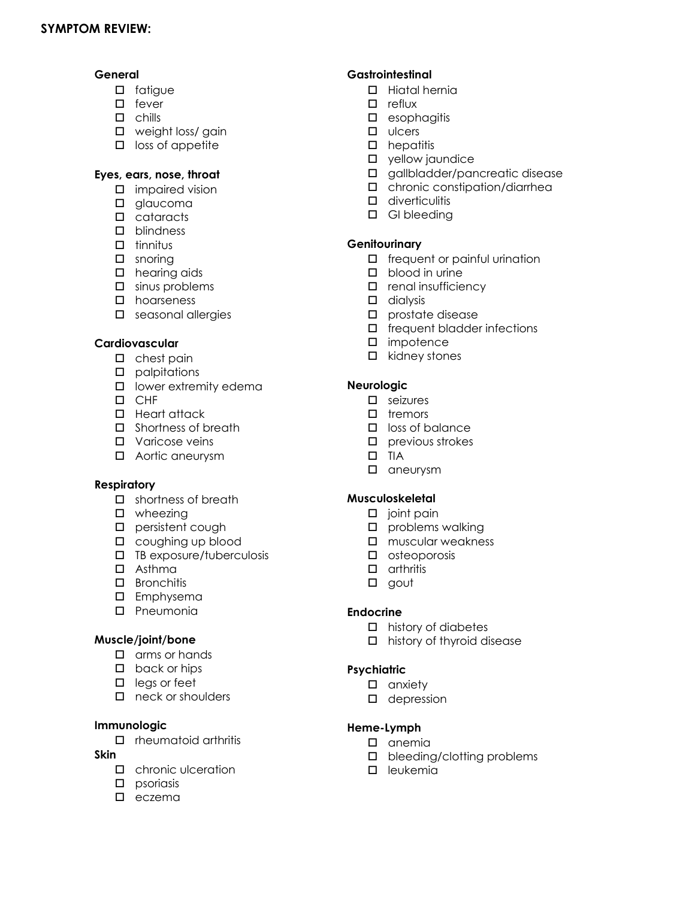## SYMPTOM REVIEW:

### General

- ☐ fatigue
- ☐ fever
- ☐ chills
- ☐ weight loss/ gain
- ☐ loss of appetite

### Eyes, ears, nose, throat

- ☐ impaired vision
- ☐ glaucoma
- ☐ cataracts
- ☐ blindness
- ☐ tinnitus
- ☐ snoring
- ☐ hearing aids
- ☐ sinus problems
- ☐ hoarseness
- ☐ seasonal allergies

### Cardiovascular

- ☐ chest pain
- ☐ palpitations
- ☐ lower extremity edema
- ☐ CHF
- ☐ Heart attack
- ☐ Shortness of breath
- ☐ Varicose veins
- ☐ Aortic aneurysm

### Respiratory

- ☐ shortness of breath
- ☐ wheezing
- ☐ persistent cough
- ☐ coughing up blood
- ☐ TB exposure/tuberculosis
- ☐ Asthma
- ☐ Bronchitis
- ☐ Emphysema
- ☐ Pneumonia

### Muscle/joint/bone

- ☐ arms or hands
- ☐ back or hips
- ☐ legs or feet
- ☐ neck or shoulders

### Immunologic

- ☐ rheumatoid arthritis

### Skin

- ☐ chronic ulceration
- ☐ psoriasis
- ☐ eczema

### Gastrointestinal

- ☐ Hiatal hernia
- ☐ reflux
- ☐ esophagitis
- ☐ ulcers
- ☐ hepatitis
- ☐ yellow jaundice
- ☐ gallbladder/pancreatic disease
- ☐ chronic constipation/diarrhea
- ☐ diverticulitis
- ☐ GI bleeding

### Genitourinary

- ☐ frequent or painful urination
- ☐ blood in urine
- ☐ renal insufficiency
- ☐ dialysis
- ☐ prostate disease
- ☐ frequent bladder infections
- ☐ impotence
- ☐ kidney stones

### Neurologic

- ☐ seizures
- ☐ tremors
- ☐ loss of balance
- ☐ previous strokes
- ☐ TIA
- ☐ aneurysm

### Musculoskeletal

- ☐ joint pain
- ☐ problems walking
- ☐ muscular weakness
- ☐ osteoporosis
- ☐ arthritis
- ☐ gout

### Endocrine

- ☐ history of diabetes
- ☐ history of thyroid disease

### Psychiatric

- ☐ anxiety
- ☐ depression

### Heme-Lymph

- ☐ anemia
- ☐ bleeding/clotting problems
- ☐ leukemia